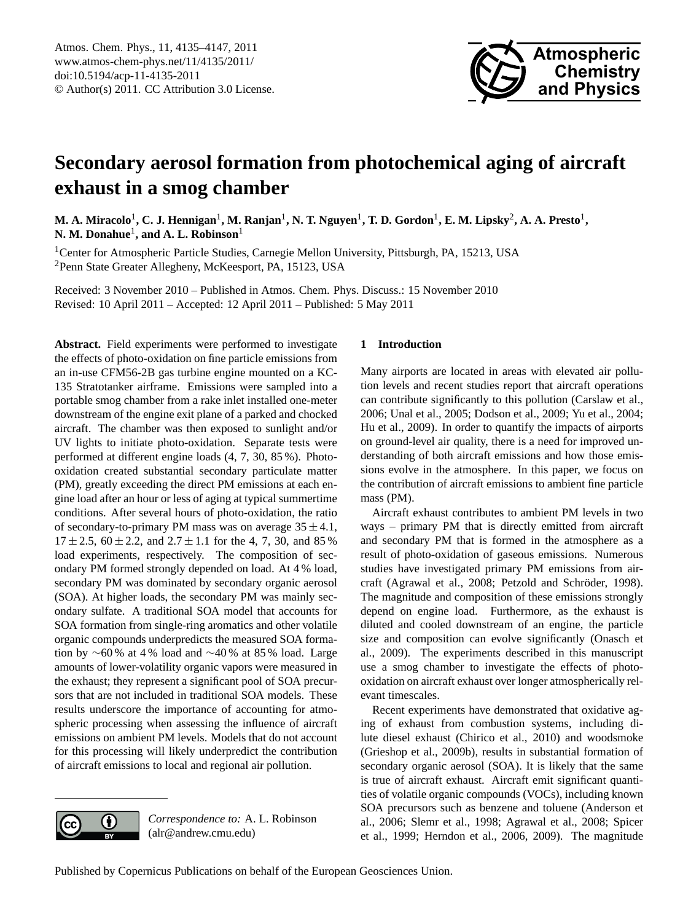# Secondary aerosol formation from photochemical aging of aircraft exhaust in a smog chamber

**M. A. Miracolo[1], C. J. Hennigan[1], M. Ranjan[1], N. T. Nguyen[1], T. D. Gordon[1], E. M. Lipsky[2], A. A. Presto[1], N. M. Donahue[1], and A. L. Robinson[1]**

[1]Center for Atmospheric Particle Studies, Carnegie Mellon University, Pittsburgh, PA, 15213, USA
[2]Penn State Greater Allegheny, McKeesport, PA, 15123, USA

Received: 3 November 2010 – Published in Atmos. Chem. Phys. Discuss.: 15 November 2010
Revised: 10 April 2011 – Accepted: 12 April 2011 – Published: 5 May 2011

**Abstract.** Field experiments were performed to investigate the effects of photo-oxidation on fine particle emissions from an in-use CFM56-2B gas turbine engine mounted on a KC-135 Stratotanker airframe. Emissions were sampled into a portable smog chamber from a rake inlet installed one-meter downstream of the engine exit plane of a parked and chocked aircraft. The chamber was then exposed to sunlight and/or UV lights to initiate photo-oxidation. Separate tests were performed at different engine loads (4, 7, 30, 85 %). Photo-oxidation created substantial secondary particulate matter (PM), greatly exceeding the direct PM emissions at each engine load after an hour or less of aging at typical summertime conditions. After several hours of photo-oxidation, the ratio of secondary-to-primary PM mass was on average $35\pm4.1$, $17\pm2.5$, $60\pm2.2$, and $2.7\pm1.1$ for the 4, 7, 30, and 85 % load experiments, respectively. The composition of secondary PM formed strongly depended on load. At 4 % load, secondary PM was dominated by secondary organic aerosol (SOA). At higher loads, the secondary PM was mainly secondary sulfate. A traditional SOA model that accounts for SOA formation from single-ring aromatics and other volatile organic compounds underpredicts the measured SOA formation by ∼60 % at 4 % load and ∼40 % at 85 % load. Large amounts of lower-volatility organic vapors were measured in the exhaust; they represent a significant pool of SOA precursors that are not included in traditional SOA models. These results underscore the importance of accounting for atmospheric processing when assessing the influence of aircraft emissions on ambient PM levels. Models that do not account for this processing will likely underpredict the contribution of aircraft emissions to local and regional air pollution.

*Correspondence to:* A. L. Robinson (alr@andrew.cmu.edu)

## 1 Introduction

Many airports are located in areas with elevated air pollution levels and recent studies report that aircraft operations can contribute significantly to this pollution (Carslaw et al., 2006; Unal et al., 2005; Dodson et al., 2009; Yu et al., 2004; Hu et al., 2009). In order to quantify the impacts of airports on ground-level air quality, there is a need for improved understanding of both aircraft emissions and how those emissions evolve in the atmosphere. In this paper, we focus on the contribution of aircraft emissions to ambient fine particle mass (PM).

Aircraft exhaust contributes to ambient PM levels in two ways – primary PM that is directly emitted from aircraft and secondary PM that is formed in the atmosphere as a result of photo-oxidation of gaseous emissions. Numerous studies have investigated primary PM emissions from aircraft (Agrawal et al., 2008; Petzold and Schröder, 1998). The magnitude and composition of these emissions strongly depend on engine load. Furthermore, as the exhaust is diluted and cooled downstream of an engine, the particle size and composition can evolve significantly (Onasch et al., 2009). The experiments described in this manuscript use a smog chamber to investigate the effects of photo-oxidation on aircraft exhaust over longer atmospherically relevant timescales.

Recent experiments have demonstrated that oxidative aging of exhaust from combustion systems, including dilute diesel exhaust (Chirico et al., 2010) and woodsmoke (Grieshop et al., 2009b), results in substantial formation of secondary organic aerosol (SOA). It is likely that the same is true of aircraft exhaust. Aircraft emit significant quantities of volatile organic compounds (VOCs), including known SOA precursors such as benzene and toluene (Anderson et al., 2006; Slemr et al., 1998; Agrawal et al., 2008; Spicer et al., 1999; Herndon et al., 2006, 2009). The magnitude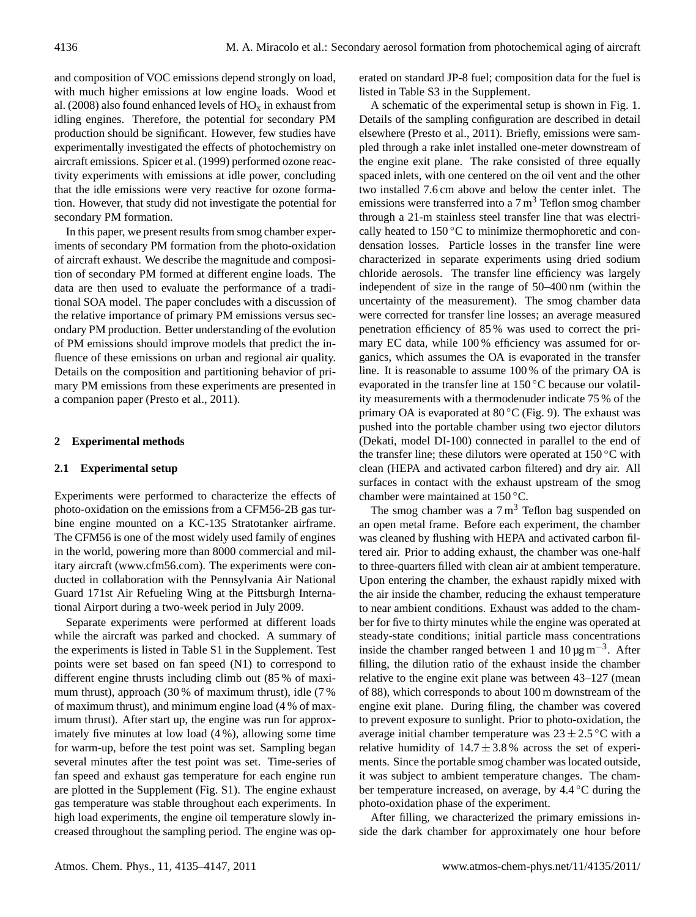and composition of VOC emissions depend strongly on load, with much higher emissions at low engine loads. Wood et al. (2008) also found enhanced levels of $HO_x$ in exhaust from idling engines. Therefore, the potential for secondary PM production should be significant. However, few studies have experimentally investigated the effects of photochemistry on aircraft emissions. Spicer et al. (1999) performed ozone reactivity experiments with emissions at idle power, concluding that the idle emissions were very reactive for ozone formation. However, that study did not investigate the potential for secondary PM formation.

In this paper, we present results from smog chamber experiments of secondary PM formation from the photo-oxidation of aircraft exhaust. We describe the magnitude and composition of secondary PM formed at different engine loads. The data are then used to evaluate the performance of a traditional SOA model. The paper concludes with a discussion of the relative importance of primary PM emissions versus secondary PM production. Better understanding of the evolution of PM emissions should improve models that predict the influence of these emissions on urban and regional air quality. Details on the composition and partitioning behavior of primary PM emissions from these experiments are presented in a companion paper (Presto et al., 2011).

## 2 Experimental methods

### 2.1 Experimental setup

Experiments were performed to characterize the effects of photo-oxidation on the emissions from a CFM56-2B gas turbine engine mounted on a KC-135 Stratotanker airframe. The CFM56 is one of the most widely used family of engines in the world, powering more than 8000 commercial and military aircraft (www.cfm56.com). The experiments were conducted in collaboration with the Pennsylvania Air National Guard 171st Air Refueling Wing at the Pittsburgh International Airport during a two-week period in July 2009.

Separate experiments were performed at different loads while the aircraft was parked and chocked. A summary of the experiments is listed in Table S1 in the Supplement. Test points were set based on fan speed (N1) to correspond to different engine thrusts including climb out (85 % of maximum thrust), approach (30 % of maximum thrust), idle (7 % of maximum thrust), and minimum engine load (4 % of maximum thrust). After start up, the engine was run for approximately five minutes at low load (4 %), allowing some time for warm-up, before the test point was set. Sampling began several minutes after the test point was set. Time-series of fan speed and exhaust gas temperature for each engine run are plotted in the Supplement (Fig. S1). The engine exhaust gas temperature was stable throughout each experiments. In high load experiments, the engine oil temperature slowly increased throughout the sampling period. The engine was operated on standard JP-8 fuel; composition data for the fuel is listed in Table S3 in the Supplement.

A schematic of the experimental setup is shown in Fig. 1. Details of the sampling configuration are described in detail elsewhere (Presto et al., 2011). Briefly, emissions were sampled through a rake inlet installed one-meter downstream of the engine exit plane. The rake consisted of three equally spaced inlets, with one centered on the oil vent and the other two installed 7.6 cm above and below the center inlet. The emissions were transferred into a 7 $m^3$ Teflon smog chamber through a 21-m stainless steel transfer line that was electrically heated to 150 °C to minimize thermophoretic and condensation losses. Particle losses in the transfer line were characterized in separate experiments using dried sodium chloride aerosols. The transfer line efficiency was largely independent of size in the range of 50–400 nm (within the uncertainty of the measurement). The smog chamber data were corrected for transfer line losses; an average measured penetration efficiency of 85 % was used to correct the primary EC data, while 100 % efficiency was assumed for organics, which assumes the OA is evaporated in the transfer line. It is reasonable to assume 100 % of the primary OA is evaporated in the transfer line at 150 °C because our volatility measurements with a thermodenuder indicate 75 % of the primary OA is evaporated at 80 °C (Fig. 9). The exhaust was pushed into the portable chamber using two ejector dilutors (Dekati, model DI-100) connected in parallel to the end of the transfer line; these dilutors were operated at 150 °C with clean (HEPA and activated carbon filtered) and dry air. All surfaces in contact with the exhaust upstream of the smog chamber were maintained at 150 °C.

The smog chamber was a 7 $m^3$ Teflon bag suspended on an open metal frame. Before each experiment, the chamber was cleaned by flushing with HEPA and activated carbon filtered air. Prior to adding exhaust, the chamber was one-half to three-quarters filled with clean air at ambient temperature. Upon entering the chamber, the exhaust rapidly mixed with the air inside the chamber, reducing the exhaust temperature to near ambient conditions. Exhaust was added to the chamber for five to thirty minutes while the engine was operated at steady-state conditions; initial particle mass concentrations inside the chamber ranged between 1 and 10 $\mu g\,m^{-3}$. After filling, the dilution ratio of the exhaust inside the chamber relative to the engine exit plane was between 43–127 (mean of 88), which corresponds to about 100 m downstream of the engine exit plane. During filing, the chamber was covered to prevent exposure to sunlight. Prior to photo-oxidation, the average initial chamber temperature was $23 \pm 2.5$ °C with a relative humidity of $14.7 \pm 3.8$ % across the set of experiments. Since the portable smog chamber was located outside, it was subject to ambient temperature changes. The chamber temperature increased, on average, by 4.4 °C during the photo-oxidation phase of the experiment.

After filling, we characterized the primary emissions inside the dark chamber for approximately one hour before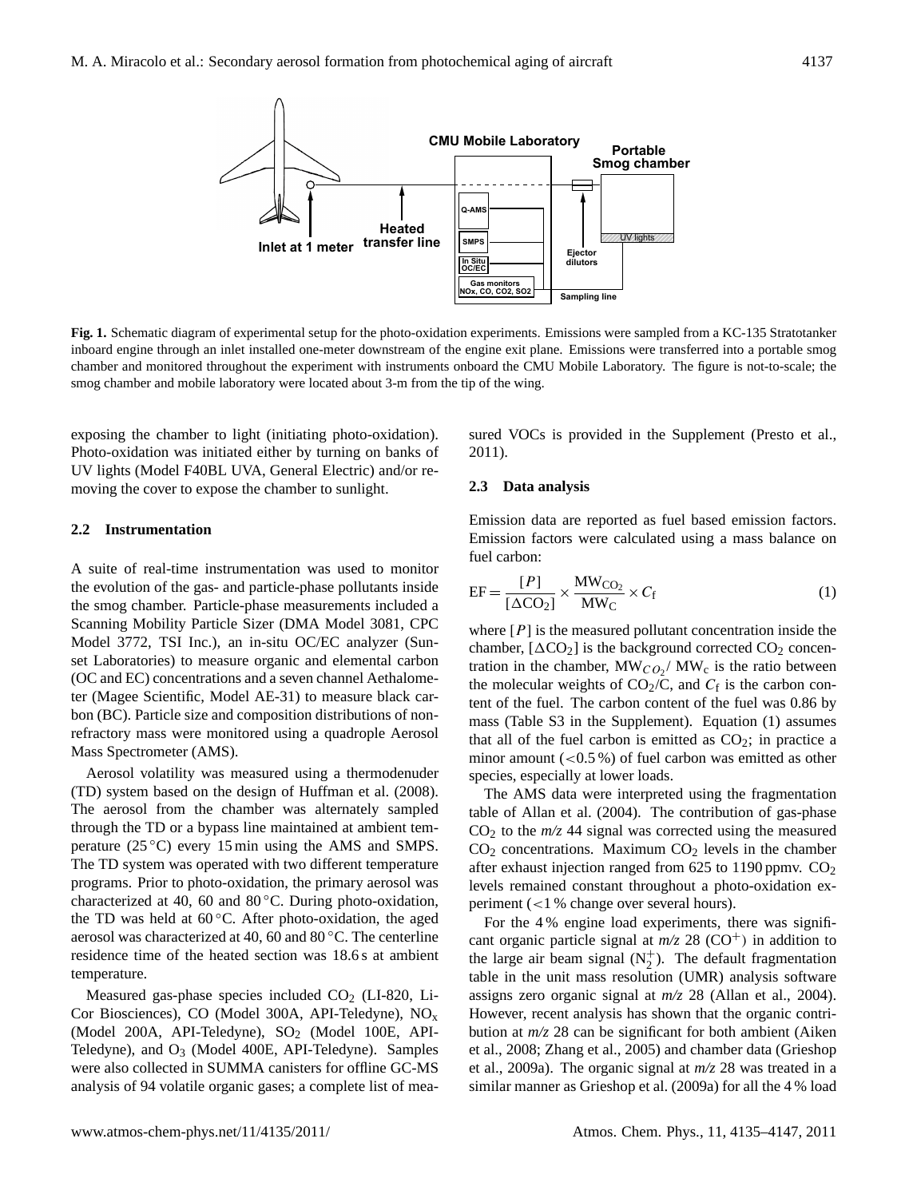**Fig. 1.** Schematic diagram of experimental setup for the photo-oxidation experiments. Emissions were sampled from a KC-135 Stratotanker inboard engine through an inlet installed one-meter downstream of the engine exit plane. Emissions were transferred into a portable smog chamber and monitored throughout the experiment with instruments onboard the CMU Mobile Laboratory. The figure is not-to-scale; the smog chamber and mobile laboratory were located about 3-m from the tip of the wing.

exposing the chamber to light (initiating photo-oxidation). Photo-oxidation was initiated either by turning on banks of UV lights (Model F40BL UVA, General Electric) and/or removing the cover to expose the chamber to sunlight.

### 2.2 Instrumentation

A suite of real-time instrumentation was used to monitor the evolution of the gas- and particle-phase pollutants inside the smog chamber. Particle-phase measurements included a Scanning Mobility Particle Sizer (DMA Model 3081, CPC Model 3772, TSI Inc.), an in-situ OC/EC analyzer (Sunset Laboratories) to measure organic and elemental carbon (OC and EC) concentrations and a seven channel Aethalometer (Magee Scientific, Model AE-31) to measure black carbon (BC). Particle size and composition distributions of non-refractory mass were monitored using a quadrople Aerosol Mass Spectrometer (AMS).

Aerosol volatility was measured using a thermodenuder (TD) system based on the design of Huffman et al. (2008). The aerosol from the chamber was alternately sampled through the TD or a bypass line maintained at ambient temperature (25 °C) every 15 min using the AMS and SMPS. The TD system was operated with two different temperature programs. Prior to photo-oxidation, the primary aerosol was characterized at 40, 60 and 80 °C. During photo-oxidation, the TD was held at 60 °C. After photo-oxidation, the aged aerosol was characterized at 40, 60 and 80 °C. The centerline residence time of the heated section was 18.6 s at ambient temperature.

Measured gas-phase species included $CO_2$ (LI-820, Li-Cor Biosciences), CO (Model 300A, API-Teledyne), $NO_x$ (Model 200A, API-Teledyne), $SO_2$ (Model 100E, API-Teledyne), and $O_3$ (Model 400E, API-Teledyne). Samples were also collected in SUMMA canisters for offline GC-MS analysis of 94 volatile organic gases; a complete list of measured VOCs is provided in the Supplement (Presto et al., 2011).

### 2.3 Data analysis

Emission data are reported as fuel based emission factors. Emission factors were calculated using a mass balance on fuel carbon:

$$\mathrm{EF} = \frac{[P]}{[\Delta \mathrm{CO_2}]} \times \frac{\mathrm{MW_{CO_2}}}{\mathrm{MW_C}} \times C_\mathrm{f} \tag{1}$$

where $[P]$ is the measured pollutant concentration inside the chamber, $[\Delta CO_2]$ is the background corrected $CO_2$ concentration in the chamber, $MW_{CO_2}/MW_c$ is the ratio between the molecular weights of $CO_2$/C, and $C_f$ is the carbon content of the fuel. The carbon content of the fuel was 0.86 by mass (Table S3 in the Supplement). Equation (1) assumes that all of the fuel carbon is emitted as $CO_2$; in practice a minor amount (<0.5 %) of fuel carbon was emitted as other species, especially at lower loads.

The AMS data were interpreted using the fragmentation table of Allan et al. (2004). The contribution of gas-phase $CO_2$ to the *m/z* 44 signal was corrected using the measured $CO_2$ concentrations. Maximum $CO_2$ levels in the chamber after exhaust injection ranged from 625 to 1190 ppmv. $CO_2$ levels remained constant throughout a photo-oxidation experiment (<1 % change over several hours).

For the 4 % engine load experiments, there was significant organic particle signal at *m/z* 28 ($CO^+$) in addition to the large air beam signal ($N_2^+$). The default fragmentation table in the unit mass resolution (UMR) analysis software assigns zero organic signal at *m/z* 28 (Allan et al., 2004). However, recent analysis has shown that the organic contribution at *m/z* 28 can be significant for both ambient (Aiken et al., 2008; Zhang et al., 2005) and chamber data (Grieshop et al., 2009a). The organic signal at *m/z* 28 was treated in a similar manner as Grieshop et al. (2009a) for all the 4 % load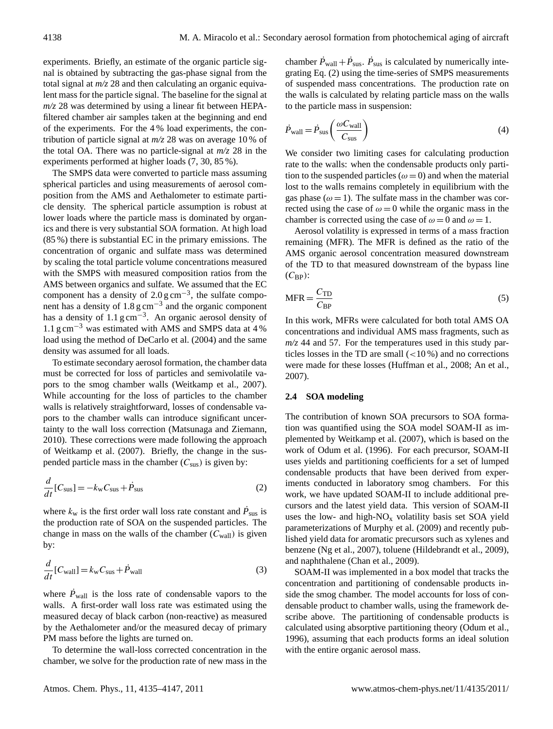experiments. Briefly, an estimate of the organic particle signal is obtained by subtracting the gas-phase signal from the total signal at *m/z* 28 and then calculating an organic equivalent mass for the particle signal. The baseline for the signal at *m/z* 28 was determined by using a linear fit between HEPA-filtered chamber air samples taken at the beginning and end of the experiments. For the 4 % load experiments, the contribution of particle signal at *m/z* 28 was on average 10 % of the total OA. There was no particle-signal at *m/z* 28 in the experiments performed at higher loads (7, 30, 85 %).

The SMPS data were converted to particle mass assuming spherical particles and using measurements of aerosol composition from the AMS and Aethalometer to estimate particle density. The spherical particle assumption is robust at lower loads where the particle mass is dominated by organics and there is very substantial SOA formation. At high load (85 %) there is substantial EC in the primary emissions. The concentration of organic and sulfate mass was determined by scaling the total particle volume concentrations measured with the SMPS with measured composition ratios from the AMS between organics and sulfate. We assumed that the EC component has a density of $2.0\,\mathrm{g\,cm^{-3}}$, the sulfate component has a density of $1.8\,\mathrm{g\,cm^{-3}}$ and the organic component has a density of $1.1\,\mathrm{g\,cm^{-3}}$. An organic aerosol density of $1.1\,\mathrm{g\,cm^{-3}}$ was estimated with AMS and SMPS data at 4 % load using the method of DeCarlo et al. (2004) and the same density was assumed for all loads.

To estimate secondary aerosol formation, the chamber data must be corrected for loss of particles and semivolatile vapors to the smog chamber walls (Weitkamp et al., 2007). While accounting for the loss of particles to the chamber walls is relatively straightforward, losses of condensable vapors to the chamber walls can introduce significant uncertainty to the wall loss correction (Matsunaga and Ziemann, 2010). These corrections were made following the approach of Weitkamp et al. (2007). Briefly, the change in the suspended particle mass in the chamber ($C_{\mathrm{sus}}$) is given by:

$$\frac{d}{dt}[C_{\mathrm{sus}}] = -k_{\mathrm{w}} C_{\mathrm{sus}} + \dot{P}_{\mathrm{sus}} \tag{2}$$

where $k_{\mathrm{w}}$ is the first order wall loss rate constant and $\dot{P}_{\mathrm{sus}}$ is the production rate of SOA on the suspended particles. The change in mass on the walls of the chamber ($C_{\mathrm{wall}}$) is given by:

$$\frac{d}{dt}[C_{\mathrm{wall}}] = k_{\mathrm{w}} C_{\mathrm{sus}} + \dot{P}_{\mathrm{wall}} \tag{3}$$

where $\dot{P}_{\mathrm{wall}}$ is the loss rate of condensable vapors to the walls. A first-order wall loss rate was estimated using the measured decay of black carbon (non-reactive) as measured by the Aethalometer and/or the measured decay of primary PM mass before the lights are turned on.

To determine the wall-loss corrected concentration in the chamber, we solve for the production rate of new mass in the chamber $\dot{P}_{\mathrm{wall}} + \dot{P}_{\mathrm{sus}}$. $\dot{P}_{\mathrm{sus}}$ is calculated by numerically integrating Eq. (2) using the time-series of SMPS measurements of suspended mass concentrations. The production rate on the walls is calculated by relating particle mass on the walls to the particle mass in suspension:

$$\dot{P}_{\mathrm{wall}} = \dot{P}_{\mathrm{sus}} \left( \frac{\omega C_{\mathrm{wall}}}{C_{\mathrm{sus}}} \right) \tag{4}$$

We consider two limiting cases for calculating production rate to the walls: when the condensable products only partition to the suspended particles ($\omega = 0$) and when the material lost to the walls remains completely in equilibrium with the gas phase ($\omega = 1$). The sulfate mass in the chamber was corrected using the case of $\omega = 0$ while the organic mass in the chamber is corrected using the case of $\omega = 0$ and $\omega = 1$.

Aerosol volatility is expressed in terms of a mass fraction remaining (MFR). The MFR is defined as the ratio of the AMS organic aerosol concentration measured downstream of the TD to that measured downstream of the bypass line ($C_{\mathrm{BP}}$):

$$\mathrm{MFR} = \frac{C_{\mathrm{TD}}}{C_{\mathrm{BP}}} \tag{5}$$

In this work, MFRs were calculated for both total AMS OA concentrations and individual AMS mass fragments, such as *m/z* 44 and 57. For the temperatures used in this study particles losses in the TD are small ($<10\,\%$) and no corrections were made for these losses (Huffman et al., 2008; An et al., 2007).

### 2.4 SOA modeling

The contribution of known SOA precursors to SOA formation was quantified using the SOA model SOAM-II as implemented by Weitkamp et al. (2007), which is based on the work of Odum et al. (1996). For each precursor, SOAM-II uses yields and partitioning coefficients for a set of lumped condensable products that have been derived from experiments conducted in laboratory smog chambers. For this work, we have updated SOAM-II to include additional precursors and the latest yield data. This version of SOAM-II uses the low- and high-$\mathrm{NO_x}$ volatility basis set SOA yield parameterizations of Murphy et al. (2009) and recently published yield data for aromatic precursors such as xylenes and benzene (Ng et al., 2007), toluene (Hildebrandt et al., 2009), and naphthalene (Chan et al., 2009).

SOAM-II was implemented in a box model that tracks the concentration and partitioning of condensable products inside the smog chamber. The model accounts for loss of condensable product to chamber walls, using the framework describe above. The partitioning of condensable products is calculated using absorptive partitioning theory (Odum et al., 1996), assuming that each products forms an ideal solution with the entire organic aerosol mass.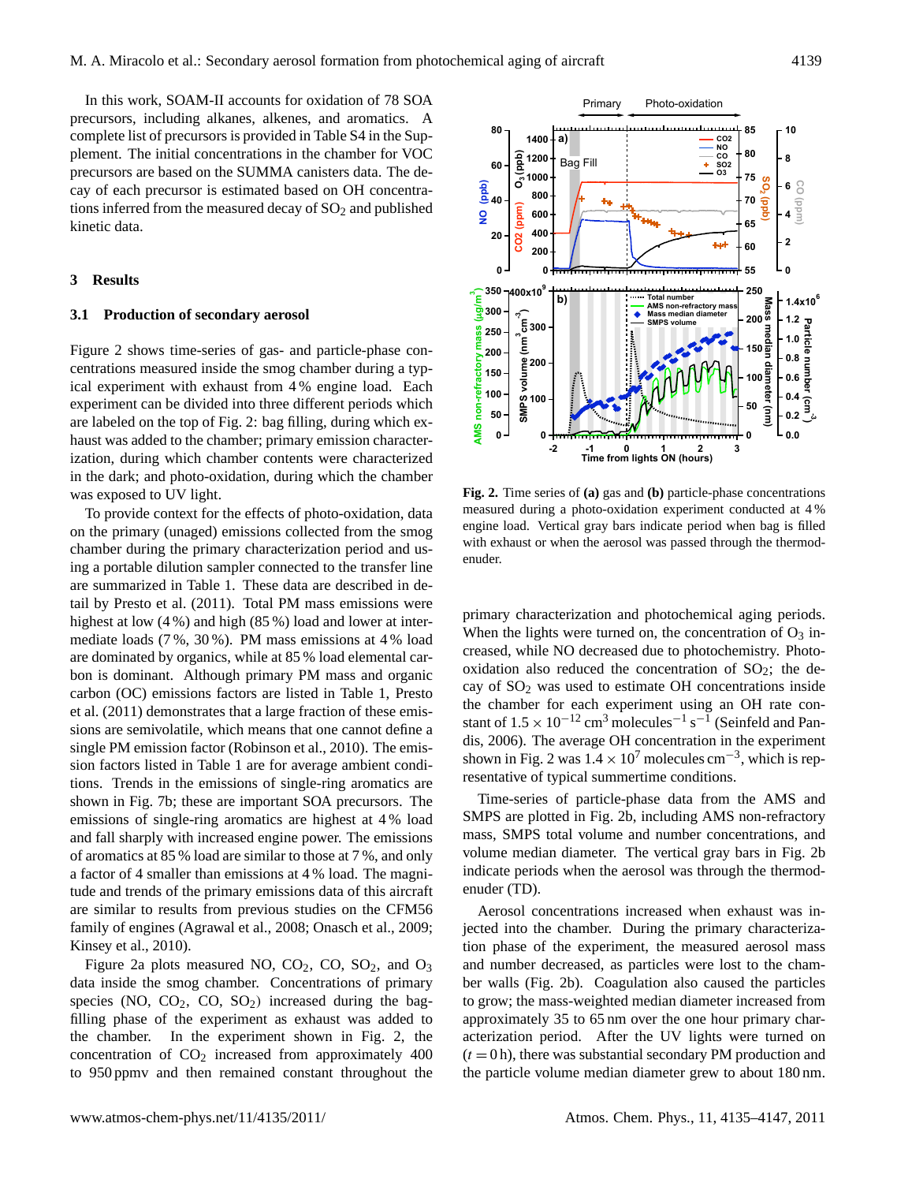In this work, SOAM-II accounts for oxidation of 78 SOA precursors, including alkanes, alkenes, and aromatics. A complete list of precursors is provided in Table S4 in the Supplement. The initial concentrations in the chamber for VOC precursors are based on the SUMMA canisters data. The decay of each precursor is estimated based on OH concentrations inferred from the measured decay of $SO_2$ and published kinetic data.

## 3 Results

### 3.1 Production of secondary aerosol

Figure 2 shows time-series of gas- and particle-phase concentrations measured inside the smog chamber during a typical experiment with exhaust from 4 % engine load. Each experiment can be divided into three different periods which are labeled on the top of Fig. 2: bag filling, during which exhaust was added to the chamber; primary emission characterization, during which chamber contents were characterized in the dark; and photo-oxidation, during which the chamber was exposed to UV light.

To provide context for the effects of photo-oxidation, data on the primary (unaged) emissions collected from the smog chamber during the primary characterization period and using a portable dilution sampler connected to the transfer line are summarized in Table 1. These data are described in detail by Presto et al. (2011). Total PM mass emissions were highest at low (4 %) and high (85 %) load and lower at intermediate loads (7 %, 30 %). PM mass emissions at 4 % load are dominated by organics, while at 85 % load elemental carbon is dominant. Although primary PM mass and organic carbon (OC) emissions factors are listed in Table 1, Presto et al. (2011) demonstrates that a large fraction of these emissions are semivolatile, which means that one cannot define a single PM emission factor (Robinson et al., 2010). The emission factors listed in Table 1 are for average ambient conditions. Trends in the emissions of single-ring aromatics are shown in Fig. 7b; these are important SOA precursors. The emissions of single-ring aromatics are highest at 4 % load and fall sharply with increased engine power. The emissions of aromatics at 85 % load are similar to those at 7 %, and only a factor of 4 smaller than emissions at 4 % load. The magnitude and trends of the primary emissions data of this aircraft are similar to results from previous studies on the CFM56 family of engines (Agrawal et al., 2008; Onasch et al., 2009; Kinsey et al., 2010).

Figure 2a plots measured NO, $CO_2$, CO, $SO_2$, and $O_3$ data inside the smog chamber. Concentrations of primary species (NO, $CO_2$, CO, $SO_2$) increased during the bag-filling phase of the experiment as exhaust was added to the chamber. In the experiment shown in Fig. 2, the concentration of $CO_2$ increased from approximately 400 to 950 ppmv and then remained constant throughout the primary characterization and photochemical aging periods. When the lights were turned on, the concentration of $O_3$ increased, while NO decreased due to photochemistry. Photo-oxidation also reduced the concentration of $SO_2$; the decay of $SO_2$ was used to estimate OH concentrations inside the chamber for each experiment using an OH rate constant of $1.5 \times 10^{-12}$ $cm^3$ molecules$^{-1}$ $s^{-1}$ (Seinfeld and Pandis, 2006). The average OH concentration in the experiment shown in Fig. 2 was $1.4 \times 10^7$ molecules $cm^{-3}$, which is representative of typical summertime conditions.

**Fig. 2.** Time series of **(a)** gas and **(b)** particle-phase concentrations measured during a photo-oxidation experiment conducted at 4 % engine load. Vertical gray bars indicate period when bag is filled with exhaust or when the aerosol was passed through the thermodenuder.

Time-series of particle-phase data from the AMS and SMPS are plotted in Fig. 2b, including AMS non-refractory mass, SMPS total volume and number concentrations, and volume median diameter. The vertical gray bars in Fig. 2b indicate periods when the aerosol was through the thermodenuder (TD).

Aerosol concentrations increased when exhaust was injected into the chamber. During the primary characterization phase of the experiment, the measured aerosol mass and number decreased, as particles were lost to the chamber walls (Fig. 2b). Coagulation also caused the particles to grow; the mass-weighted median diameter increased from approximately 35 to 65 nm over the one hour primary characterization period. After the UV lights were turned on ($t = 0$ h), there was substantial secondary PM production and the particle volume median diameter grew to about 180 nm.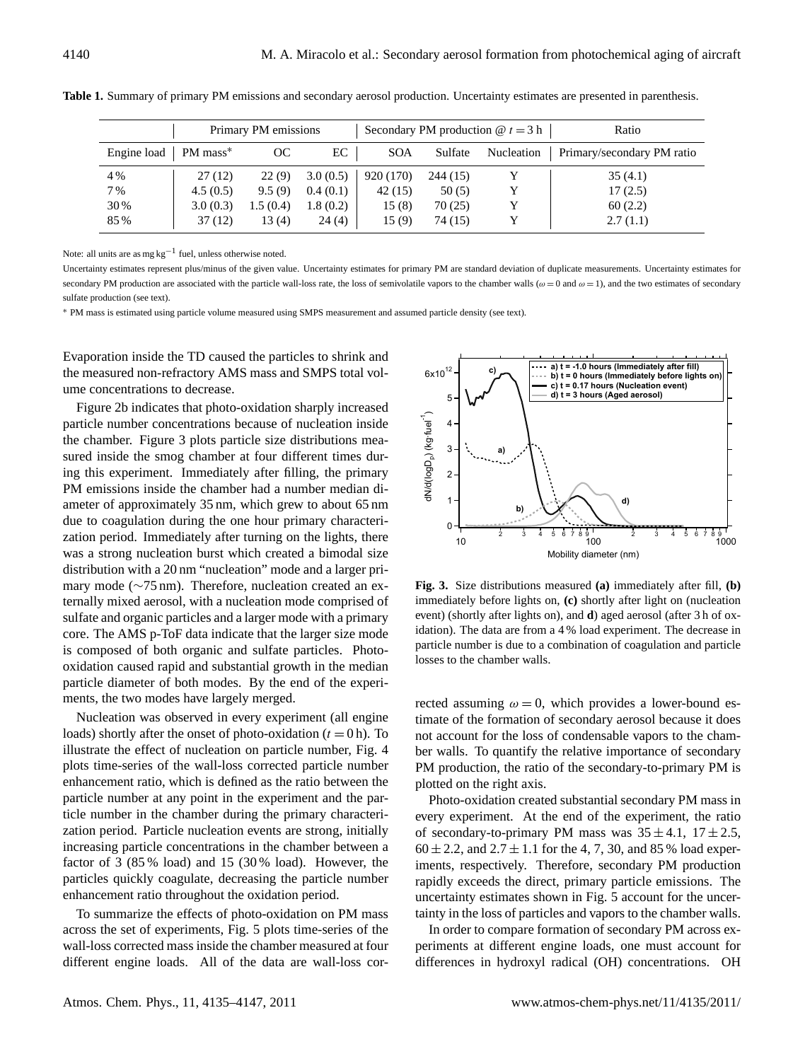**Table 1.** Summary of primary PM emissions and secondary aerosol production. Uncertainty estimates are presented in parenthesis.

| | Primary PM emissions | | | Secondary PM production @ $t = 3$ h | | | Ratio |
|---|---|---|---|---|---|---|---|
| Engine load | PM mass* | OC | EC | SOA | Sulfate | Nucleation | Primary/secondary PM ratio |
| 4 % | 27 (12) | 22 (9) | 3.0 (0.5) | 920 (170) | 244 (15) | Y | 35 (4.1) |
| 7 % | 4.5 (0.5) | 9.5 (9) | 0.4 (0.1) | 42 (15) | 50 (5) | Y | 17 (2.5) |
| 30 % | 3.0 (0.3) | 1.5 (0.4) | 1.8 (0.2) | 15 (8) | 70 (25) | Y | 60 (2.2) |
| 85 % | 37 (12) | 13 (4) | 24 (4) | 15 (9) | 74 (15) | Y | 2.7 (1.1) |

Note: all units are as mg kg$^{-1}$ fuel, unless otherwise noted.

Uncertainty estimates represent plus/minus of the given value. Uncertainty estimates for primary PM are standard deviation of duplicate measurements. Uncertainty estimates for secondary PM production are associated with the particle wall-loss rate, the loss of semivolatile vapors to the chamber walls ($\omega = 0$ and $\omega = 1$), and the two estimates of secondary sulfate production (see text).

* PM mass is estimated using particle volume measured using SMPS measurement and assumed particle density (see text).

Evaporation inside the TD caused the particles to shrink and the measured non-refractory AMS mass and SMPS total volume concentrations to decrease.

Figure 2b indicates that photo-oxidation sharply increased particle number concentrations because of nucleation inside the chamber. Figure 3 plots particle size distributions measured inside the smog chamber at four different times during this experiment. Immediately after filling, the primary PM emissions inside the chamber had a number median diameter of approximately 35 nm, which grew to about 65 nm due to coagulation during the one hour primary characterization period. Immediately after turning on the lights, there was a strong nucleation burst which created a bimodal size distribution with a 20 nm "nucleation" mode and a larger primary mode (~75 nm). Therefore, nucleation created an externally mixed aerosol, with a nucleation mode comprised of sulfate and organic particles and a larger mode with a primary core. The AMS p-ToF data indicate that the larger size mode is composed of both organic and sulfate particles. Photo-oxidation caused rapid and substantial growth in the median particle diameter of both modes. By the end of the experiments, the two modes have largely merged.

Nucleation was observed in every experiment (all engine loads) shortly after the onset of photo-oxidation ($t = 0$ h). To illustrate the effect of nucleation on particle number, Fig. 4 plots time-series of the wall-loss corrected particle number enhancement ratio, which is defined as the ratio between the particle number at any point in the experiment and the particle number in the chamber during the primary characterization period. Particle nucleation events are strong, initially increasing particle concentrations in the chamber between a factor of 3 (85 % load) and 15 (30 % load). However, the particles quickly coagulate, decreasing the particle number enhancement ratio throughout the oxidation period.

To summarize the effects of photo-oxidation on PM mass across the set of experiments, Fig. 5 plots time-series of the wall-loss corrected mass inside the chamber measured at four different engine loads. All of the data are wall-loss corrected assuming $\omega = 0$, which provides a lower-bound estimate of the formation of secondary aerosol because it does not account for the loss of condensable vapors to the chamber walls. To quantify the relative importance of secondary PM production, the ratio of the secondary-to-primary PM is plotted on the right axis.

**Fig. 3.** Size distributions measured **(a)** immediately after fill, **(b)** immediately before lights on, **(c)** shortly after light on (nucleation event) (shortly after lights on), and **d**) aged aerosol (after 3 h of oxidation). The data are from a 4 % load experiment. The decrease in particle number is due to a combination of coagulation and particle losses to the chamber walls.

Photo-oxidation created substantial secondary PM mass in every experiment. At the end of the experiment, the ratio of secondary-to-primary PM mass was $35 \pm 4.1$, $17 \pm 2.5$, $60 \pm 2.2$, and $2.7 \pm 1.1$ for the 4, 7, 30, and 85 % load experiments, respectively. Therefore, secondary PM production rapidly exceeds the direct, primary particle emissions. The uncertainty estimates shown in Fig. 5 account for the uncertainty in the loss of particles and vapors to the chamber walls.

In order to compare formation of secondary PM across experiments at different engine loads, one must account for differences in hydroxyl radical (OH) concentrations. OH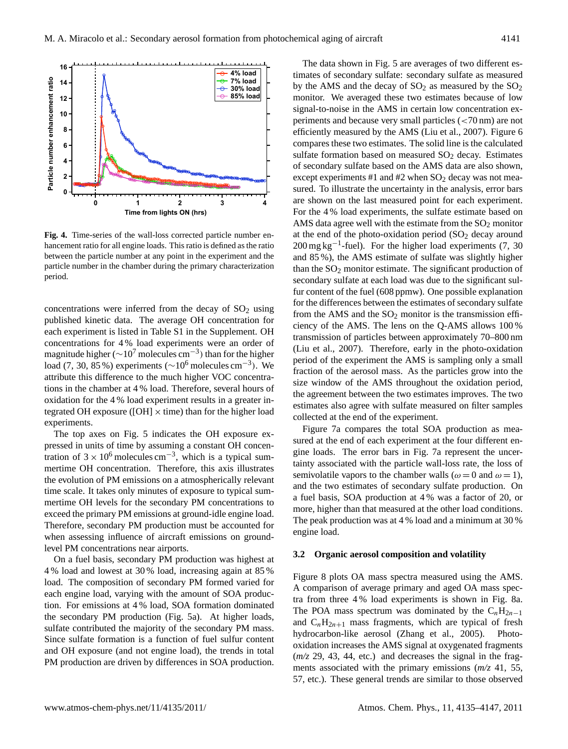**Fig. 4.** Time-series of the wall-loss corrected particle number enhancement ratio for all engine loads. This ratio is defined as the ratio between the particle number at any point in the experiment and the particle number in the chamber during the primary characterization period.

concentrations were inferred from the decay of $SO_2$ using published kinetic data. The average OH concentration for each experiment is listed in Table S1 in the Supplement. OH concentrations for 4 % load experiments were an order of magnitude higher (∼$10^7$ molecules $cm^{-3}$) than for the higher load (7, 30, 85 %) experiments (∼$10^6$ molecules $cm^{-3}$). We attribute this difference to the much higher VOC concentrations in the chamber at 4 % load. Therefore, several hours of oxidation for the 4 % load experiment results in a greater integrated OH exposure ([OH] × time) than for the higher load experiments.

The top axes on Fig. 5 indicates the OH exposure expressed in units of time by assuming a constant OH concentration of $3 \times 10^6$ molecules $cm^{-3}$, which is a typical summertime OH concentration. Therefore, this axis illustrates the evolution of PM emissions on a atmospherically relevant time scale. It takes only minutes of exposure to typical summertime OH levels for the secondary PM concentrations to exceed the primary PM emissions at ground-idle engine load. Therefore, secondary PM production must be accounted for when assessing influence of aircraft emissions on ground-level PM concentrations near airports.

On a fuel basis, secondary PM production was highest at 4 % load and lowest at 30 % load, increasing again at 85 % load. The composition of secondary PM formed varied for each engine load, varying with the amount of SOA production. For emissions at 4 % load, SOA formation dominated the secondary PM production (Fig. 5a). At higher loads, sulfate contributed the majority of the secondary PM mass. Since sulfate formation is a function of fuel sulfur content and OH exposure (and not engine load), the trends in total PM production are driven by differences in SOA production.

The data shown in Fig. 5 are averages of two different estimates of secondary sulfate: secondary sulfate as measured by the AMS and the decay of $SO_2$ as measured by the $SO_2$ monitor. We averaged these two estimates because of low signal-to-noise in the AMS in certain low concentration experiments and because very small particles (<70 nm) are not efficiently measured by the AMS (Liu et al., 2007). Figure 6 compares these two estimates. The solid line is the calculated sulfate formation based on measured $SO_2$ decay. Estimates of secondary sulfate based on the AMS data are also shown, except experiments #1 and #2 when $SO_2$ decay was not measured. To illustrate the uncertainty in the analysis, error bars are shown on the last measured point for each experiment. For the 4 % load experiments, the sulfate estimate based on AMS data agree well with the estimate from the $SO_2$ monitor at the end of the photo-oxidation period ($SO_2$ decay around 200 mg $kg^{-1}$-fuel). For the higher load experiments (7, 30 and 85 %), the AMS estimate of sulfate was slightly higher than the $SO_2$ monitor estimate. The significant production of secondary sulfate at each load was due to the significant sulfur content of the fuel (608 ppmw). One possible explanation for the differences between the estimates of secondary sulfate from the AMS and the $SO_2$ monitor is the transmission efficiency of the AMS. The lens on the Q-AMS allows 100 % transmission of particles between approximately 70–800 nm (Liu et al., 2007). Therefore, early in the photo-oxidation period of the experiment the AMS is sampling only a small fraction of the aerosol mass. As the particles grow into the size window of the AMS throughout the oxidation period, the agreement between the two estimates improves. The two estimates also agree with sulfate measured on filter samples collected at the end of the experiment.

Figure 7a compares the total SOA production as measured at the end of each experiment at the four different engine loads. The error bars in Fig. 7a represent the uncertainty associated with the particle wall-loss rate, the loss of semivolatile vapors to the chamber walls ($\omega = 0$ and $\omega = 1$), and the two estimates of secondary sulfate production. On a fuel basis, SOA production at 4 % was a factor of 20, or more, higher than that measured at the other load conditions. The peak production was at 4 % load and a minimum at 30 % engine load.

### 3.2 Organic aerosol composition and volatility

Figure 8 plots OA mass spectra measured using the AMS. A comparison of average primary and aged OA mass spectra from three 4 % load experiments is shown in Fig. 8a. The POA mass spectrum was dominated by the $C_nH_{2n-1}$ and $C_nH_{2n+1}$ mass fragments, which are typical of fresh hydrocarbon-like aerosol (Zhang et al., 2005). Photo-oxidation increases the AMS signal at oxygenated fragments (*m/z* 29, 43, 44, etc.) and decreases the signal in the fragments associated with the primary emissions (*m/z* 41, 55, 57, etc.). These general trends are similar to those observed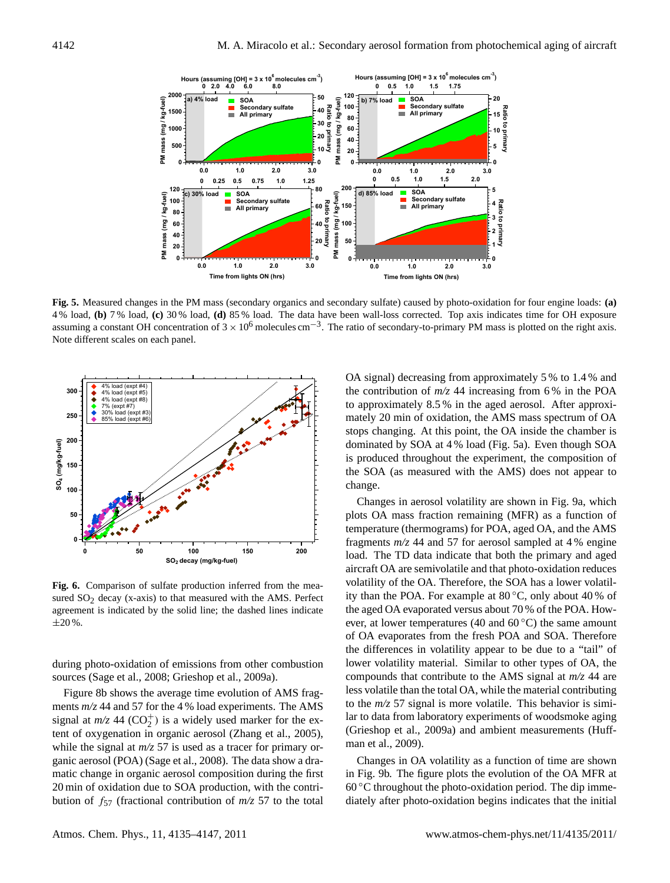**Fig. 5.** Measured changes in the PM mass (secondary organics and secondary sulfate) caused by photo-oxidation for four engine loads: **(a)** 4 % load, **(b)** 7 % load, **(c)** 30 % load, **(d)** 85 % load. The data have been wall-loss corrected. Top axis indicates time for OH exposure assuming a constant OH concentration of $3 \times 10^6$ molecules cm$^{-3}$. The ratio of secondary-to-primary PM mass is plotted on the right axis. Note different scales on each panel.

**Fig. 6.** Comparison of sulfate production inferred from the measured $SO_2$ decay (x-axis) to that measured with the AMS. Perfect agreement is indicated by the solid line; the dashed lines indicate ±20 %.

during photo-oxidation of emissions from other combustion sources (Sage et al., 2008; Grieshop et al., 2009a).

Figure 8b shows the average time evolution of AMS fragments *m/z* 44 and 57 for the 4 % load experiments. The AMS signal at *m/z* 44 ($CO_2^+$) is a widely used marker for the extent of oxygenation in organic aerosol (Zhang et al., 2005), while the signal at *m/z* 57 is used as a tracer for primary organic aerosol (POA) (Sage et al., 2008). The data show a dramatic change in organic aerosol composition during the first 20 min of oxidation due to SOA production, with the contribution of $f_{57}$ (fractional contribution of *m/z* 57 to the total OA signal) decreasing from approximately 5 % to 1.4 % and the contribution of *m/z* 44 increasing from 6 % in the POA to approximately 8.5 % in the aged aerosol. After approximately 20 min of oxidation, the AMS mass spectrum of OA stops changing. At this point, the OA inside the chamber is dominated by SOA at 4 % load (Fig. 5a). Even though SOA is produced throughout the experiment, the composition of the SOA (as measured with the AMS) does not appear to change.

Changes in aerosol volatility are shown in Fig. 9a, which plots OA mass fraction remaining (MFR) as a function of temperature (thermograms) for POA, aged OA, and the AMS fragments *m/z* 44 and 57 for aerosol sampled at 4 % engine load. The TD data indicate that both the primary and aged aircraft OA are semivolatile and that photo-oxidation reduces volatility of the OA. Therefore, the SOA has a lower volatility than the POA. For example at 80 °C, only about 40 % of the aged OA evaporated versus about 70 % of the POA. However, at lower temperatures (40 and 60 °C) the same amount of OA evaporates from the fresh POA and SOA. Therefore the differences in volatility appear to be due to a "tail" of lower volatility material. Similar to other types of OA, the compounds that contribute to the AMS signal at *m/z* 44 are less volatile than the total OA, while the material contributing to the *m/z* 57 signal is more volatile. This behavior is similar to data from laboratory experiments of woodsmoke aging (Grieshop et al., 2009a) and ambient measurements (Huffman et al., 2009).

Changes in OA volatility as a function of time are shown in Fig. 9b. The figure plots the evolution of the OA MFR at 60 °C throughout the photo-oxidation period. The dip immediately after photo-oxidation begins indicates that the initial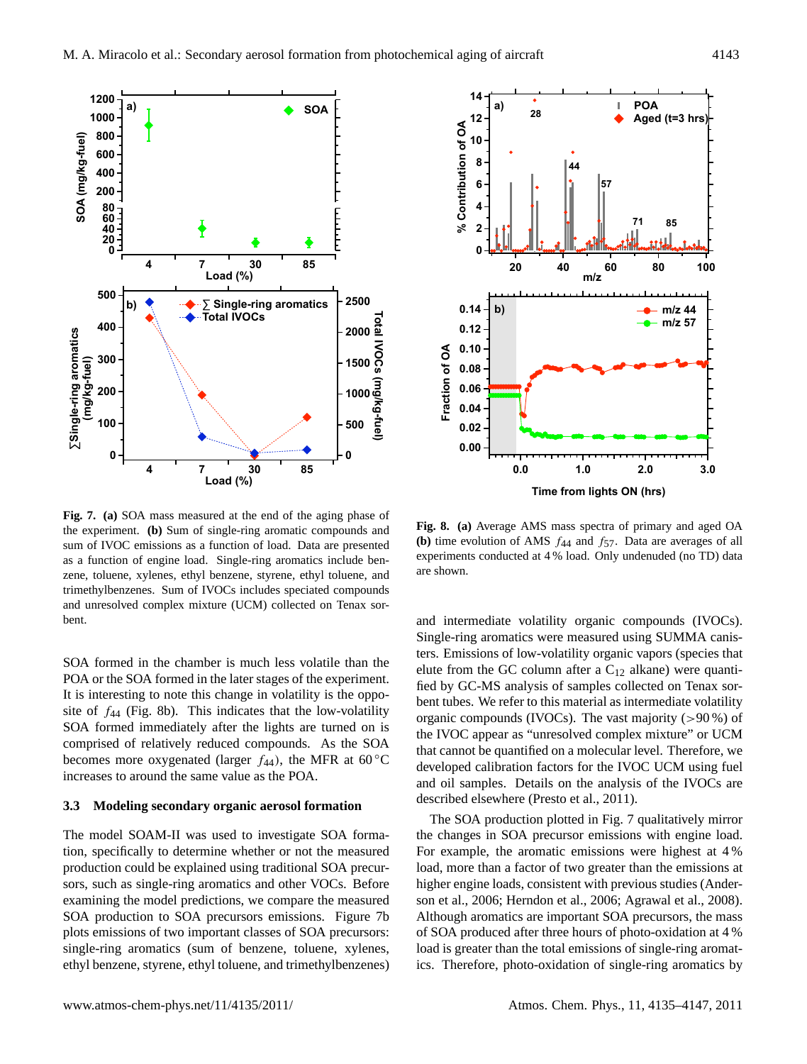**Fig. 7.** **(a)** SOA mass measured at the end of the aging phase of the experiment. **(b)** Sum of single-ring aromatic compounds and sum of IVOC emissions as a function of load. Data are presented as a function of engine load. Single-ring aromatics include benzene, toluene, xylenes, ethyl benzene, styrene, ethyl toluene, and trimethylbenzenes. Sum of IVOCs includes speciated compounds and unresolved complex mixture (UCM) collected on Tenax sorbent.

**Fig. 8.** **(a)** Average AMS mass spectra of primary and aged OA **(b)** time evolution of AMS $f_{44}$ and $f_{57}$. Data are averages of all experiments conducted at 4 % load. Only undenuded (no TD) data are shown.

SOA formed in the chamber is much less volatile than the POA or the SOA formed in the later stages of the experiment. It is interesting to note this change in volatility is the opposite of $f_{44}$ (Fig. 8b). This indicates that the low-volatility SOA formed immediately after the lights are turned on is comprised of relatively reduced compounds. As the SOA becomes more oxygenated (larger $f_{44}$), the MFR at 60 °C increases to around the same value as the POA.

### 3.3 Modeling secondary organic aerosol formation

The model SOAM-II was used to investigate SOA formation, specifically to determine whether or not the measured production could be explained using traditional SOA precursors, such as single-ring aromatics and other VOCs. Before examining the model predictions, we compare the measured SOA production to SOA precursors emissions. Figure 7b plots emissions of two important classes of SOA precursors: single-ring aromatics (sum of benzene, toluene, xylenes, ethyl benzene, styrene, ethyl toluene, and trimethylbenzenes) and intermediate volatility organic compounds (IVOCs). Single-ring aromatics were measured using SUMMA canisters. Emissions of low-volatility organic vapors (species that elute from the GC column after a $C_{12}$ alkane) were quantified by GC-MS analysis of samples collected on Tenax sorbent tubes. We refer to this material as intermediate volatility organic compounds (IVOCs). The vast majority (>90 %) of the IVOC appear as "unresolved complex mixture" or UCM that cannot be quantified on a molecular level. Therefore, we developed calibration factors for the IVOC UCM using fuel and oil samples. Details on the analysis of the IVOCs are described elsewhere (Presto et al., 2011).

The SOA production plotted in Fig. 7 qualitatively mirror the changes in SOA precursor emissions with engine load. For example, the aromatic emissions were highest at 4 % load, more than a factor of two greater than the emissions at higher engine loads, consistent with previous studies (Anderson et al., 2006; Herndon et al., 2006; Agrawal et al., 2008). Although aromatics are important SOA precursors, the mass of SOA produced after three hours of photo-oxidation at 4 % load is greater than the total emissions of single-ring aromatics. Therefore, photo-oxidation of single-ring aromatics by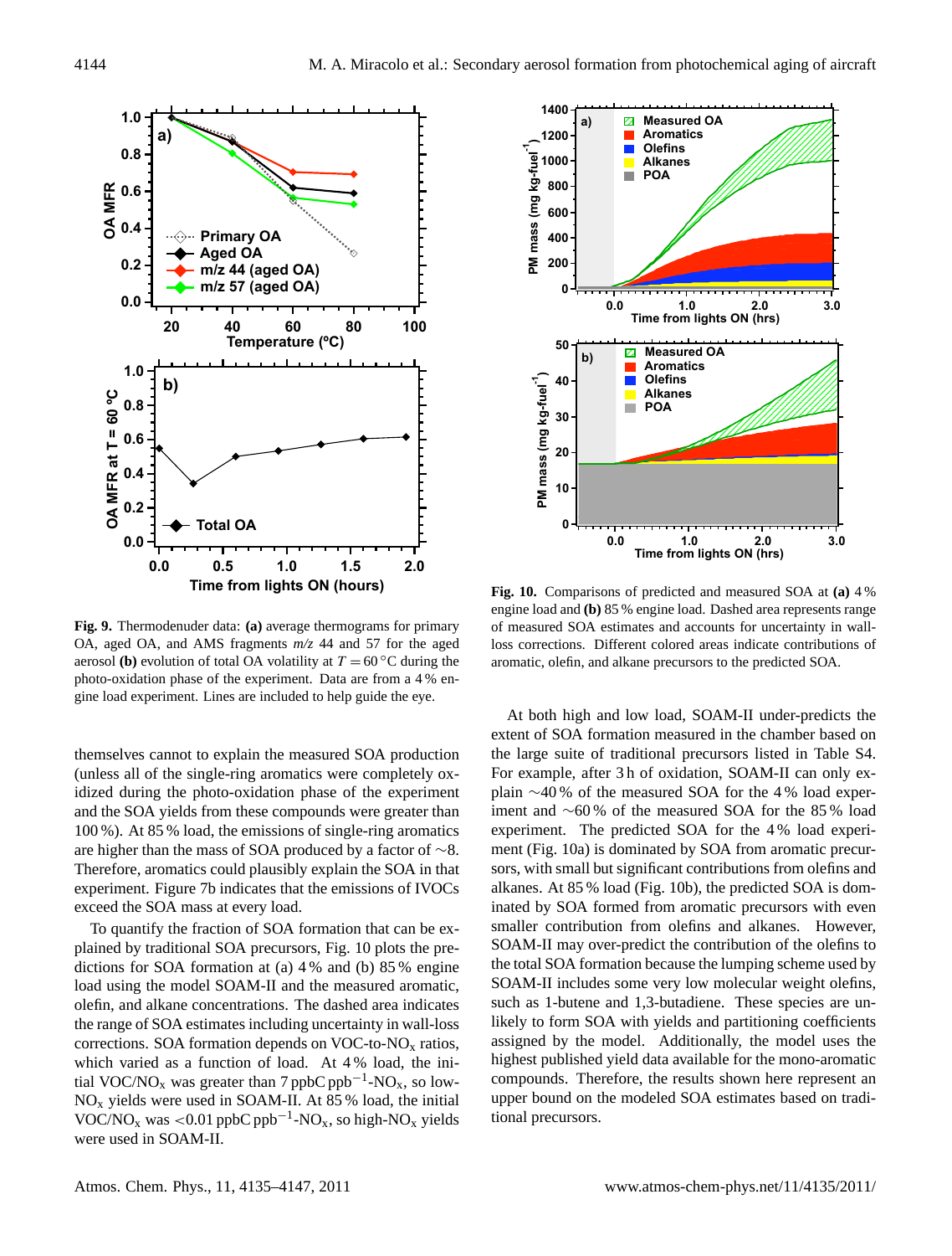**Fig. 9.** Thermodenuder data: **(a)** average thermograms for primary OA, aged OA, and AMS fragments *m/z* 44 and 57 for the aged aerosol **(b)** evolution of total OA volatility at $T = 60\,^{\circ}\mathrm{C}$ during the photo-oxidation phase of the experiment. Data are from a 4 % engine load experiment. Lines are included to help guide the eye.

**Fig. 10.** Comparisons of predicted and measured SOA at **(a)** 4 % engine load and **(b)** 85 % engine load. Dashed area represents range of measured SOA estimates and accounts for uncertainty in wall-loss corrections. Different colored areas indicate contributions of aromatic, olefin, and alkane precursors to the predicted SOA.

themselves cannot to explain the measured SOA production (unless all of the single-ring aromatics were completely oxidized during the photo-oxidation phase of the experiment and the SOA yields from these compounds were greater than 100 %). At 85 % load, the emissions of single-ring aromatics are higher than the mass of SOA produced by a factor of ~8. Therefore, aromatics could plausibly explain the SOA in that experiment. Figure 7b indicates that the emissions of IVOCs exceed the SOA mass at every load.

To quantify the fraction of SOA formation that can be explained by traditional SOA precursors, Fig. 10 plots the predictions for SOA formation at (a) 4 % and (b) 85 % engine load using the model SOAM-II and the measured aromatic, olefin, and alkane concentrations. The dashed area indicates the range of SOA estimates including uncertainty in wall-loss corrections. SOA formation depends on VOC-to-$NO_x$ ratios, which varied as a function of load. At 4 % load, the initial VOC/$NO_x$ was greater than 7 ppbC ppb$^{-1}$-$NO_x$, so low-$NO_x$ yields were used in SOAM-II. At 85 % load, the initial VOC/$NO_x$ was <0.01 ppbC ppb$^{-1}$-$NO_x$, so high-$NO_x$ yields were used in SOAM-II.

At both high and low load, SOAM-II under-predicts the extent of SOA formation measured in the chamber based on the large suite of traditional precursors listed in Table S4. For example, after 3 h of oxidation, SOAM-II can only explain ~40 % of the measured SOA for the 4 % load experiment and ~60 % of the measured SOA for the 85 % load experiment. The predicted SOA for the 4 % load experiment (Fig. 10a) is dominated by SOA from aromatic precursors, with small but significant contributions from olefins and alkanes. At 85 % load (Fig. 10b), the predicted SOA is dominated by SOA formed from aromatic precursors with even smaller contribution from olefins and alkanes. However, SOAM-II may over-predict the contribution of the olefins to the total SOA formation because the lumping scheme used by SOAM-II includes some very low molecular weight olefins, such as 1-butene and 1,3-butadiene. These species are unlikely to form SOA with yields and partitioning coefficients assigned by the model. Additionally, the model uses the highest published yield data available for the mono-aromatic compounds. Therefore, the results shown here represent an upper bound on the modeled SOA estimates based on traditional precursors.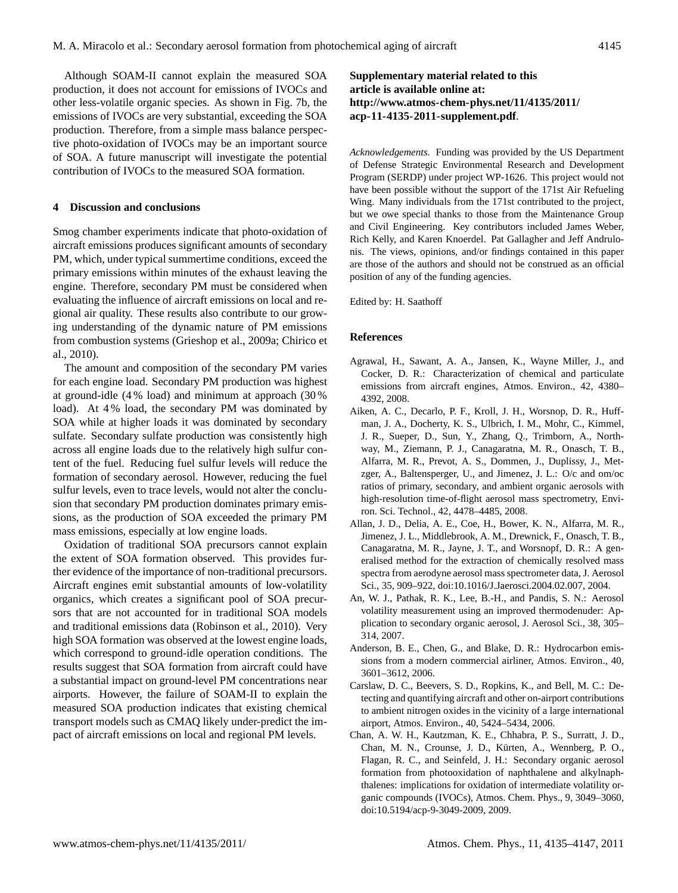Although SOAM-II cannot explain the measured SOA production, it does not account for emissions of IVOCs and other less-volatile organic species. As shown in Fig. 7b, the emissions of IVOCs are very substantial, exceeding the SOA production. Therefore, from a simple mass balance perspective photo-oxidation of IVOCs may be an important source of SOA. A future manuscript will investigate the potential contribution of IVOCs to the measured SOA formation.

## 4 Discussion and conclusions

Smog chamber experiments indicate that photo-oxidation of aircraft emissions produces significant amounts of secondary PM, which, under typical summertime conditions, exceed the primary emissions within minutes of the exhaust leaving the engine. Therefore, secondary PM must be considered when evaluating the influence of aircraft emissions on local and regional air quality. These results also contribute to our growing understanding of the dynamic nature of PM emissions from combustion systems (Grieshop et al., 2009a; Chirico et al., 2010).

The amount and composition of the secondary PM varies for each engine load. Secondary PM production was highest at ground-idle (4 % load) and minimum at approach (30 % load). At 4 % load, the secondary PM was dominated by SOA while at higher loads it was dominated by secondary sulfate. Secondary sulfate production was consistently high across all engine loads due to the relatively high sulfur content of the fuel. Reducing fuel sulfur levels will reduce the formation of secondary aerosol. However, reducing the fuel sulfur levels, even to trace levels, would not alter the conclusion that secondary PM production dominates primary emissions, as the production of SOA exceeded the primary PM mass emissions, especially at low engine loads.

Oxidation of traditional SOA precursors cannot explain the extent of SOA formation observed. This provides further evidence of the importance of non-traditional precursors. Aircraft engines emit substantial amounts of low-volatility organics, which creates a significant pool of SOA precursors that are not accounted for in traditional SOA models and traditional emissions data (Robinson et al., 2010). Very high SOA formation was observed at the lowest engine loads, which correspond to ground-idle operation conditions. The results suggest that SOA formation from aircraft could have a substantial impact on ground-level PM concentrations near airports. However, the failure of SOAM-II to explain the measured SOA production indicates that existing chemical transport models such as CMAQ likely under-predict the impact of aircraft emissions on local and regional PM levels.

**Supplementary material related to this article is available online at: http://www.atmos-chem-phys.net/11/4135/2011/acp-11-4135-2011-supplement.pdf.**

*Acknowledgements.* Funding was provided by the US Department of Defense Strategic Environmental Research and Development Program (SERDP) under project WP-1626. This project would not have been possible without the support of the 171st Air Refueling Wing. Many individuals from the 171st contributed to the project, but we owe special thanks to those from the Maintenance Group and Civil Engineering. Key contributors included James Weber, Rich Kelly, and Karen Knoerdel. Pat Gallagher and Jeff Andrulonis. The views, opinions, and/or findings contained in this paper are those of the authors and should not be construed as an official position of any of the funding agencies.

Edited by: H. Saathoff

## References

Agrawal, H., Sawant, A. A., Jansen, K., Wayne Miller, J., and Cocker, D. R.: Characterization of chemical and particulate emissions from aircraft engines, Atmos. Environ., 42, 4380–4392, 2008.

Aiken, A. C., Decarlo, P. F., Kroll, J. H., Worsnop, D. R., Huffman, J. A., Docherty, K. S., Ulbrich, I. M., Mohr, C., Kimmel, J. R., Sueper, D., Sun, Y., Zhang, Q., Trimborn, A., Northway, M., Ziemann, P. J., Canagaratna, M. R., Onasch, T. B., Alfarra, M. R., Prevot, A. S., Dommen, J., Duplissy, J., Metzger, A., Baltensperger, U., and Jimenez, J. L.: O/c and om/oc ratios of primary, secondary, and ambient organic aerosols with high-resolution time-of-flight aerosol mass spectrometry, Environ. Sci. Technol., 42, 4478–4485, 2008.

Allan, J. D., Delia, A. E., Coe, H., Bower, K. N., Alfarra, M. R., Jimenez, J. L., Middlebrook, A. M., Drewnick, F., Onasch, T. B., Canagaratna, M. R., Jayne, J. T., and Worsnopf, D. R.: A generalised method for the extraction of chemically resolved mass spectra from aerodyne aerosol mass spectrometer data, J. Aerosol Sci., 35, 909–922, doi:10.1016/J.Jaerosci.2004.02.007, 2004.

An, W. J., Pathak, R. K., Lee, B.-H., and Pandis, S. N.: Aerosol volatility measurement using an improved thermodenuder: Application to secondary organic aerosol, J. Aerosol Sci., 38, 305–314, 2007.

Anderson, B. E., Chen, G., and Blake, D. R.: Hydrocarbon emissions from a modern commercial airliner, Atmos. Environ., 40, 3601–3612, 2006.

Carslaw, D. C., Beevers, S. D., Ropkins, K., and Bell, M. C.: Detecting and quantifying aircraft and other on-airport contributions to ambient nitrogen oxides in the vicinity of a large international airport, Atmos. Environ., 40, 5424–5434, 2006.

Chan, A. W. H., Kautzman, K. E., Chhabra, P. S., Surratt, J. D., Chan, M. N., Crounse, J. D., Kürten, A., Wennberg, P. O., Flagan, R. C., and Seinfeld, J. H.: Secondary organic aerosol formation from photooxidation of naphthalene and alkylnaphthalenes: implications for oxidation of intermediate volatility organic compounds (IVOCs), Atmos. Chem. Phys., 9, 3049–3060, doi:10.5194/acp-9-3049-2009, 2009.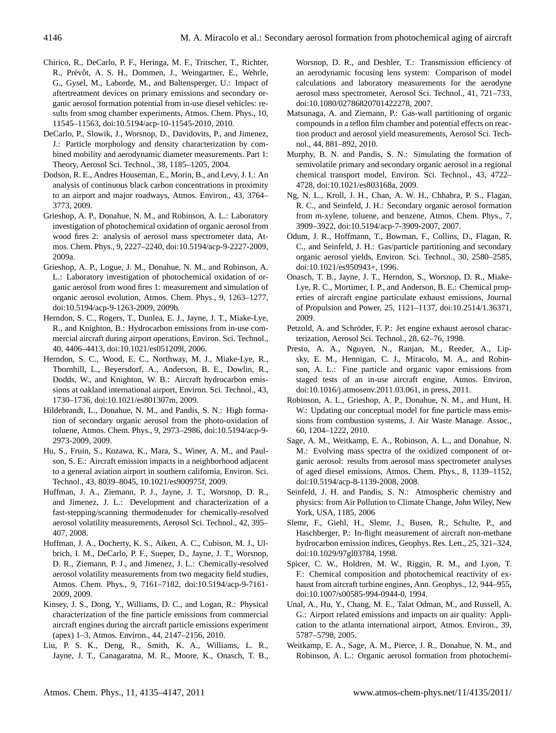Chirico, R., DeCarlo, P. F., Heringa, M. F., Tritscher, T., Richter, R., Prévôt, A. S. H., Dommen, J., Weingartner, E., Wehrle, G., Gysel, M., Laborde, M., and Baltensperger, U.: Impact of aftertreatment devices on primary emissions and secondary organic aerosol formation potential from in-use diesel vehicles: results from smog chamber experiments, Atmos. Chem. Phys., 10, 11545–11563, doi:10.5194/acp-10-11545-2010, 2010.

DeCarlo, P., Slowik, J., Worsnop, D., Davidovits, P., and Jimenez, J.: Particle morphology and density characterization by combined mobility and aerodynamic diameter measurements. Part 1: Theory, Aerosol Sci. Technol., 38, 1185–1205, 2004.

Dodson, R. E., Andres Houseman, E., Morin, B., and Levy, J. I.: An analysis of continuous black carbon concentrations in proximity to an airport and major roadways, Atmos. Environ., 43, 3764–3773, 2009.

Grieshop, A. P., Donahue, N. M., and Robinson, A. L.: Laboratory investigation of photochemical oxidation of organic aerosol from wood fires 2: analysis of aerosol mass spectrometer data, Atmos. Chem. Phys., 9, 2227–2240, doi:10.5194/acp-9-2227-2009, 2009a.

Grieshop, A. P., Logue, J. M., Donahue, N. M., and Robinson, A. L.: Laboratory investigation of photochemical oxidation of organic aerosol from wood fires 1: measurement and simulation of organic aerosol evolution, Atmos. Chem. Phys., 9, 1263–1277, doi:10.5194/acp-9-1263-2009, 2009b.

Herndon, S. C., Rogers, T., Dunlea, E. J., Jayne, J. T., Miake-Lye, R., and Knighton, B.: Hydrocarbon emissions from in-use commercial aircraft during airport operations, Environ. Sci. Technol., 40, 4406–4413, doi:10.1021/es051209l, 2006.

Herndon, S. C., Wood, E. C., Northway, M. J., Miake-Lye, R., Thornhill, L., Beyersdorf, A., Anderson, B. E., Dowlin, R., Dodds, W., and Knighton, W. B.: Aircraft hydrocarbon emissions at oakland international airport, Environ. Sci. Technol., 43, 1730–1736, doi:10.1021/es801307m, 2009.

Hildebrandt, L., Donahue, N. M., and Pandis, S. N.: High formation of secondary organic aerosol from the photo-oxidation of toluene, Atmos. Chem. Phys., 9, 2973–2986, doi:10.5194/acp-9-2973-2009, 2009.

Hu, S., Fruin, S., Kozawa, K., Mara, S., Winer, A. M., and Paulson, S. E.: Aircraft emission impacts in a neighborhood adjacent to a general aviation airport in southern california, Environ. Sci. Technol., 43, 8039–8045, 10.1021/es900975f, 2009.

Huffman, J. A., Ziemann, P. J., Jayne, J. T., Worsnop, D. R., and Jimenez, J. L.: Development and characterization of a fast-stepping/scanning thermodenuder for chemically-resolved aerosol volatility measurements, Aerosol Sci. Technol., 42, 395–407, 2008.

Huffman, J. A., Docherty, K. S., Aiken, A. C., Cubison, M. J., Ulbrich, I. M., DeCarlo, P. F., Sueper, D., Jayne, J. T., Worsnop, D. R., Ziemann, P. J., and Jimenez, J. L.: Chemically-resolved aerosol volatility measurements from two megacity field studies, Atmos. Chem. Phys., 9, 7161–7182, doi:10.5194/acp-9-7161-2009, 2009.

Kinsey, J. S., Dong, Y., Williams, D. C., and Logan, R.: Physical characterization of the fine particle emissions from commercial aircraft engines during the aircraft particle emissions experiment (apex) 1–3, Atmos. Environ., 44, 2147–2156, 2010.

Liu, P. S. K., Deng, R., Smith, K. A., Williams, L. R., Jayne, J. T., Canagaratna, M. R., Moore, K., Onasch, T. B., Worsnop, D. R., and Deshler, T.: Transmission efficiency of an aerodynamic focusing lens system: Comparison of model calculations and laboratory measurements for the aerodyne aerosol mass spectrometer, Aerosol Sci. Technol., 41, 721–733, doi:10.1080/02786820701422278, 2007.

Matsunaga, A. and Ziemann, P.: Gas-wall partitioning of organic compounds in a teflon film chamber and potential effects on reaction product and aerosol yield measurements, Aerosol Sci. Technol., 44, 881–892, 2010.

Murphy, B. N. and Pandis, S. N.: Simulating the formation of semivolatile primary and secondary organic aerosol in a regional chemical transport model, Environ. Sci. Technol., 43, 4722–4728, doi:10.1021/es803168a, 2009.

Ng, N. L., Kroll, J. H., Chan, A. W. H., Chhabra, P. S., Flagan, R. C., and Seinfeld, J. H.: Secondary organic aerosol formation from m-xylene, toluene, and benzene, Atmos. Chem. Phys., 7, 3909–3922, doi:10.5194/acp-7-3909-2007, 2007.

Odum, J. R., Hoffmann, T., Bowman, F., Collins, D., Flagan, R. C., and Seinfeld, J. H.: Gas/particle partitioning and secondary organic aerosol yields, Environ. Sci. Technol., 30, 2580–2585, doi:10.1021/es950943+, 1996.

Onasch, T. B., Jayne, J. T., Herndon, S., Worsnop, D. R., Miake-Lye, R. C., Mortimer, I. P., and Anderson, B. E.: Chemical properties of aircraft engine particulate exhaust emissions, Journal of Propulsion and Power, 25, 1121–1137, doi:10.2514/1.36371, 2009.

Petzold, A. and Schröder, F. P.: Jet engine exhaust aerosol characterization, Aerosol Sci. Technol., 28, 62–76, 1998.

Presto, A. A., Nguyen, N., Ranjan, M., Reeder, A., Lipsky, E. M., Hennigan, C. J., Miracolo, M. A., and Robinson, A. L.: Fine particle and organic vapor emissions from staged tests of an in-use aircraft engine, Atmos. Environ, doi:10.1016/j.atmosenv.2011.03.061, in press, 2011.

Robinson, A. L., Grieshop, A. P., Donahue, N. M., and Hunt, H. W.: Updating our conceptual model for fine particle mass emissions from combustion systems, J. Air Waste Manage. Assoc., 60, 1204–1222, 2010.

Sage, A. M., Weitkamp, E. A., Robinson, A. L., and Donahue, N. M.: Evolving mass spectra of the oxidized component of organic aerosol: results from aerosol mass spectrometer analyses of aged diesel emissions, Atmos. Chem. Phys., 8, 1139–1152, doi:10.5194/acp-8-1139-2008, 2008.

Seinfeld, J. H. and Pandis, S. N.: Atmospheric chemistry and physics: from Air Pollution to Climate Change, John Wiley, New York, USA, 1185, 2006

Slemr, F., Giehl, H., Slemr, J., Busen, R., Schulte, P., and Haschberger, P.: In-flight measurement of aircraft non-methane hydrocarbon emission indices, Geophys. Res. Lett., 25, 321–324, doi:10.1029/97gl03784, 1998.

Spicer, C. W., Holdren, M. W., Riggin, R. M., and Lyon, T. F.: Chemical composition and photochemical reactivity of exhaust from aircraft turbine engines, Ann. Geophys., 12, 944–955, doi:10.1007/s00585-994-0944-0, 1994.

Unal, A., Hu, Y., Chang, M. E., Talat Odman, M., and Russell, A. G.: Airport related emissions and impacts on air quality: Application to the atlanta international airport, Atmos. Environ., 39, 5787–5798, 2005.

Weitkamp, E. A., Sage, A. M., Pierce, J. R., Donahue, N. M., and Robinson, A. L.: Organic aerosol formation from photochemi-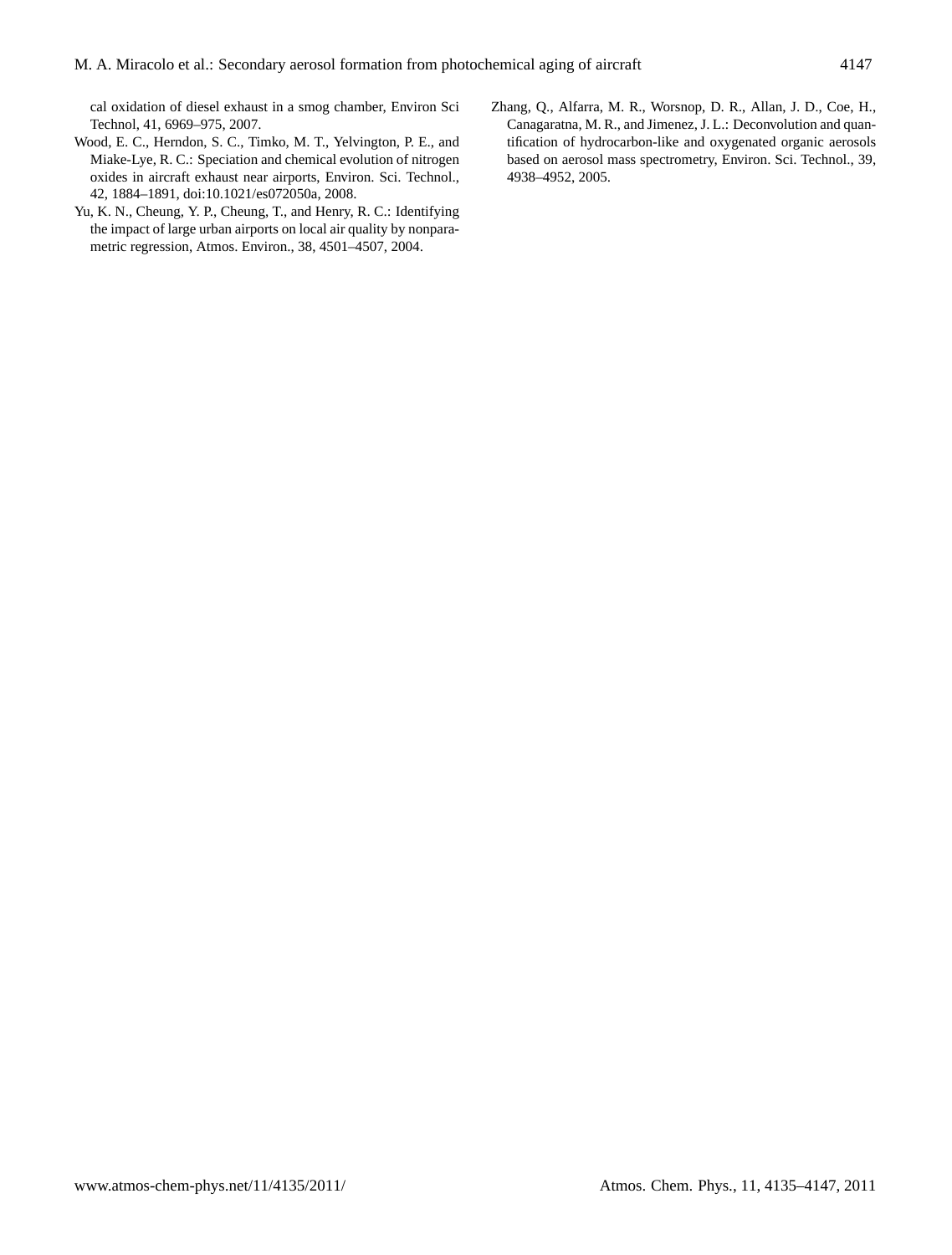cal oxidation of diesel exhaust in a smog chamber, Environ Sci Technol, 41, 6969–975, 2007.

Wood, E. C., Herndon, S. C., Timko, M. T., Yelvington, P. E., and Miake-Lye, R. C.: Speciation and chemical evolution of nitrogen oxides in aircraft exhaust near airports, Environ. Sci. Technol., 42, 1884–1891, doi:10.1021/es072050a, 2008.

Yu, K. N., Cheung, Y. P., Cheung, T., and Henry, R. C.: Identifying the impact of large urban airports on local air quality by nonparametric regression, Atmos. Environ., 38, 4501–4507, 2004.

Zhang, Q., Alfarra, M. R., Worsnop, D. R., Allan, J. D., Coe, H., Canagaratna, M. R., and Jimenez, J. L.: Deconvolution and quantification of hydrocarbon-like and oxygenated organic aerosols based on aerosol mass spectrometry, Environ. Sci. Technol., 39, 4938–4952, 2005.